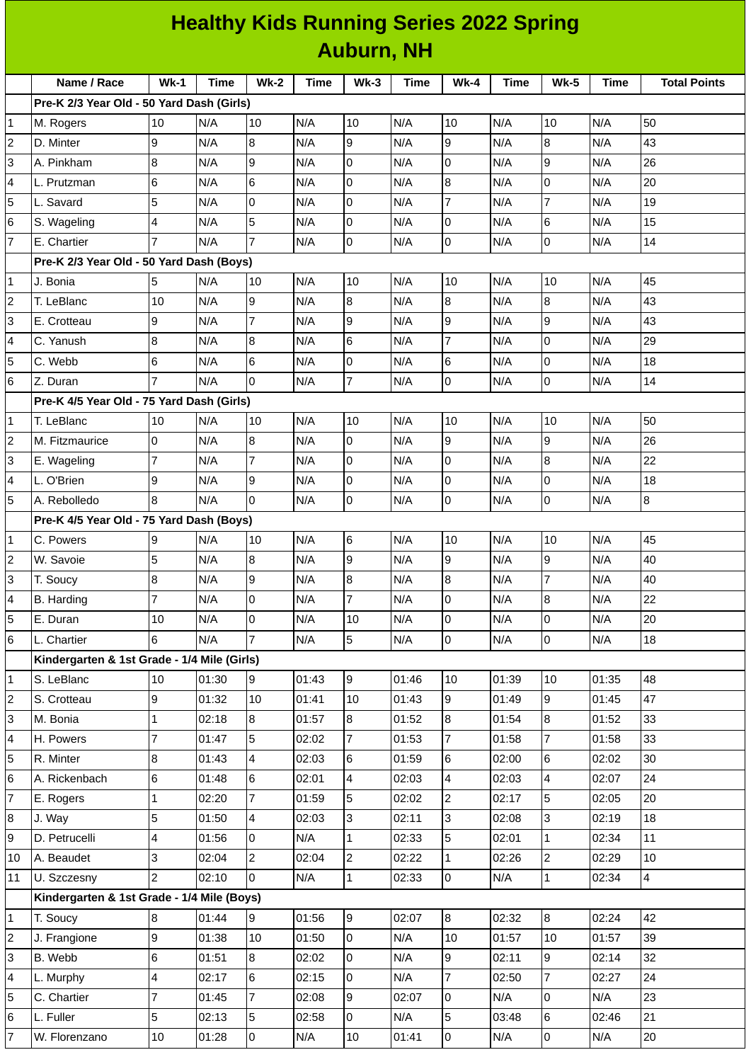# Healthy Kids Running Series 2022 Spring
## Auburn, NH

| | Name / Race | Wk-1 | Time | Wk-2 | Time | Wk-3 | Time | Wk-4 | Time | Wk-5 | Time | Total Points |
|---|---|---|---|---|---|---|---|---|---|---|---|---|
| | **Pre-K 2/3 Year Old - 50 Yard Dash (Girls)** | | | | | | | | | | | |
| 1 | M. Rogers | 10 | N/A | 10 | N/A | 10 | N/A | 10 | N/A | 10 | N/A | 50 |
| 2 | D. Minter | 9 | N/A | 8 | N/A | 9 | N/A | 9 | N/A | 8 | N/A | 43 |
| 3 | A. Pinkham | 8 | N/A | 9 | N/A | 0 | N/A | 0 | N/A | 9 | N/A | 26 |
| 4 | L. Prutzman | 6 | N/A | 6 | N/A | 0 | N/A | 8 | N/A | 0 | N/A | 20 |
| 5 | L. Savard | 5 | N/A | 0 | N/A | 0 | N/A | 7 | N/A | 7 | N/A | 19 |
| 6 | S. Wageling | 4 | N/A | 5 | N/A | 0 | N/A | 0 | N/A | 6 | N/A | 15 |
| 7 | E. Chartier | 7 | N/A | 7 | N/A | 0 | N/A | 0 | N/A | 0 | N/A | 14 |
| | **Pre-K 2/3 Year Old - 50 Yard Dash (Boys)** | | | | | | | | | | | |
| 1 | J. Bonia | 5 | N/A | 10 | N/A | 10 | N/A | 10 | N/A | 10 | N/A | 45 |
| 2 | T. LeBlanc | 10 | N/A | 9 | N/A | 8 | N/A | 8 | N/A | 8 | N/A | 43 |
| 3 | E. Crotteau | 9 | N/A | 7 | N/A | 9 | N/A | 9 | N/A | 9 | N/A | 43 |
| 4 | C. Yanush | 8 | N/A | 8 | N/A | 6 | N/A | 7 | N/A | 0 | N/A | 29 |
| 5 | C. Webb | 6 | N/A | 6 | N/A | 0 | N/A | 6 | N/A | 0 | N/A | 18 |
| 6 | Z. Duran | 7 | N/A | 0 | N/A | 7 | N/A | 0 | N/A | 0 | N/A | 14 |
| | **Pre-K 4/5 Year Old - 75 Yard Dash (Girls)** | | | | | | | | | | | |
| 1 | T. LeBlanc | 10 | N/A | 10 | N/A | 10 | N/A | 10 | N/A | 10 | N/A | 50 |
| 2 | M. Fitzmaurice | 0 | N/A | 8 | N/A | 0 | N/A | 9 | N/A | 9 | N/A | 26 |
| 3 | E. Wageling | 7 | N/A | 7 | N/A | 0 | N/A | 0 | N/A | 8 | N/A | 22 |
| 4 | L. O'Brien | 9 | N/A | 9 | N/A | 0 | N/A | 0 | N/A | 0 | N/A | 18 |
| 5 | A. Rebolledo | 8 | N/A | 0 | N/A | 0 | N/A | 0 | N/A | 0 | N/A | 8 |
| | **Pre-K 4/5 Year Old - 75 Yard Dash (Boys)** | | | | | | | | | | | |
| 1 | C. Powers | 9 | N/A | 10 | N/A | 6 | N/A | 10 | N/A | 10 | N/A | 45 |
| 2 | W. Savoie | 5 | N/A | 8 | N/A | 9 | N/A | 9 | N/A | 9 | N/A | 40 |
| 3 | T. Soucy | 8 | N/A | 9 | N/A | 8 | N/A | 8 | N/A | 7 | N/A | 40 |
| 4 | B. Harding | 7 | N/A | 0 | N/A | 7 | N/A | 0 | N/A | 8 | N/A | 22 |
| 5 | E. Duran | 10 | N/A | 0 | N/A | 10 | N/A | 0 | N/A | 0 | N/A | 20 |
| 6 | L. Chartier | 6 | N/A | 7 | N/A | 5 | N/A | 0 | N/A | 0 | N/A | 18 |
| | **Kindergarten & 1st Grade - 1/4 Mile (Girls)** | | | | | | | | | | | |
| 1 | S. LeBlanc | 10 | 01:30 | 9 | 01:43 | 9 | 01:46 | 10 | 01:39 | 10 | 01:35 | 48 |
| 2 | S. Crotteau | 9 | 01:32 | 10 | 01:41 | 10 | 01:43 | 9 | 01:49 | 9 | 01:45 | 47 |
| 3 | M. Bonia | 1 | 02:18 | 8 | 01:57 | 8 | 01:52 | 8 | 01:54 | 8 | 01:52 | 33 |
| 4 | H. Powers | 7 | 01:47 | 5 | 02:02 | 7 | 01:53 | 7 | 01:58 | 7 | 01:58 | 33 |
| 5 | R. Minter | 8 | 01:43 | 4 | 02:03 | 6 | 01:59 | 6 | 02:00 | 6 | 02:02 | 30 |
| 6 | A. Rickenbach | 6 | 01:48 | 6 | 02:01 | 4 | 02:03 | 4 | 02:03 | 4 | 02:07 | 24 |
| 7 | E. Rogers | 1 | 02:20 | 7 | 01:59 | 5 | 02:02 | 2 | 02:17 | 5 | 02:05 | 20 |
| 8 | J. Way | 5 | 01:50 | 4 | 02:03 | 3 | 02:11 | 3 | 02:08 | 3 | 02:19 | 18 |
| 9 | D. Petrucelli | 4 | 01:56 | 0 | N/A | 1 | 02:33 | 5 | 02:01 | 1 | 02:34 | 11 |
| 10 | A. Beaudet | 3 | 02:04 | 2 | 02:04 | 2 | 02:22 | 1 | 02:26 | 2 | 02:29 | 10 |
| 11 | U. Szczesny | 2 | 02:10 | 0 | N/A | 1 | 02:33 | 0 | N/A | 1 | 02:34 | 4 |
| | **Kindergarten & 1st Grade - 1/4 Mile (Boys)** | | | | | | | | | | | |
| 1 | T. Soucy | 8 | 01:44 | 9 | 01:56 | 9 | 02:07 | 8 | 02:32 | 8 | 02:24 | 42 |
| 2 | J. Frangione | 9 | 01:38 | 10 | 01:50 | 0 | N/A | 10 | 01:57 | 10 | 01:57 | 39 |
| 3 | B. Webb | 6 | 01:51 | 8 | 02:02 | 0 | N/A | 9 | 02:11 | 9 | 02:14 | 32 |
| 4 | L. Murphy | 4 | 02:17 | 6 | 02:15 | 0 | N/A | 7 | 02:50 | 7 | 02:27 | 24 |
| 5 | C. Chartier | 7 | 01:45 | 7 | 02:08 | 9 | 02:07 | 0 | N/A | 0 | N/A | 23 |
| 6 | L. Fuller | 5 | 02:13 | 5 | 02:58 | 0 | N/A | 5 | 03:48 | 6 | 02:46 | 21 |
| 7 | W. Florenzano | 10 | 01:28 | 0 | N/A | 10 | 01:41 | 0 | N/A | 0 | N/A | 20 |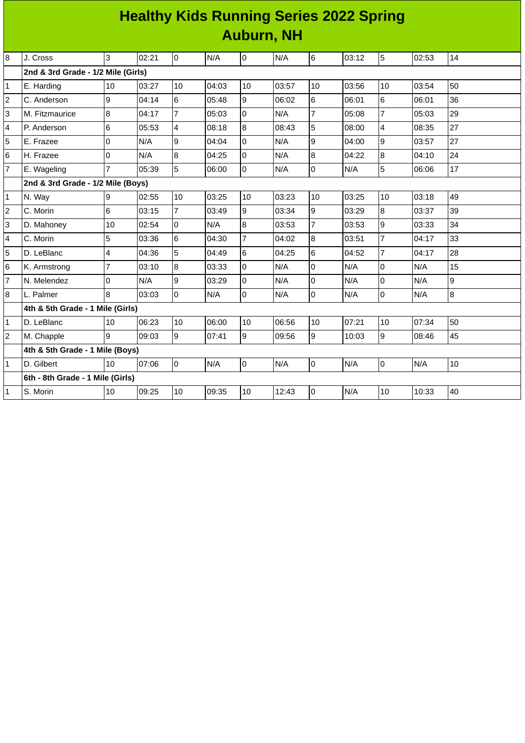# Healthy Kids Running Series 2022 Spring
## Auburn, NH

| | | | | | | | | | | | | |
|---|---|---|---|---|---|---|---|---|---|---|---|---|
| 8 | J. Cross | 3 | 02:21 | 0 | N/A | 0 | N/A | 6 | 03:12 | 5 | 02:53 | 14 |
| | **2nd & 3rd Grade - 1/2 Mile (Girls)** | | | | | | | | | | | |
| 1 | E. Harding | 10 | 03:27 | 10 | 04:03 | 10 | 03:57 | 10 | 03:56 | 10 | 03:54 | 50 |
| 2 | C. Anderson | 9 | 04:14 | 6 | 05:48 | 9 | 06:02 | 6 | 06:01 | 6 | 06:01 | 36 |
| 3 | M. Fitzmaurice | 8 | 04:17 | 7 | 05:03 | 0 | N/A | 7 | 05:08 | 7 | 05:03 | 29 |
| 4 | P. Anderson | 6 | 05:53 | 4 | 08:18 | 8 | 08:43 | 5 | 08:00 | 4 | 08:35 | 27 |
| 5 | E. Frazee | 0 | N/A | 9 | 04:04 | 0 | N/A | 9 | 04:00 | 9 | 03:57 | 27 |
| 6 | H. Frazee | 0 | N/A | 8 | 04:25 | 0 | N/A | 8 | 04:22 | 8 | 04:10 | 24 |
| 7 | E. Wageling | 7 | 05:39 | 5 | 06:00 | 0 | N/A | 0 | N/A | 5 | 06:06 | 17 |
| | **2nd & 3rd Grade - 1/2 Mile (Boys)** | | | | | | | | | | | |
| 1 | N. Way | 9 | 02:55 | 10 | 03:25 | 10 | 03:23 | 10 | 03:25 | 10 | 03:18 | 49 |
| 2 | C. Morin | 6 | 03:15 | 7 | 03:49 | 9 | 03:34 | 9 | 03:29 | 8 | 03:37 | 39 |
| 3 | D. Mahoney | 10 | 02:54 | 0 | N/A | 8 | 03:53 | 7 | 03:53 | 9 | 03:33 | 34 |
| 4 | C. Morin | 5 | 03:36 | 6 | 04:30 | 7 | 04:02 | 8 | 03:51 | 7 | 04:17 | 33 |
| 5 | D. LeBlanc | 4 | 04:36 | 5 | 04:49 | 6 | 04:25 | 6 | 04:52 | 7 | 04:17 | 28 |
| 6 | K. Armstrong | 7 | 03:10 | 8 | 03:33 | 0 | N/A | 0 | N/A | 0 | N/A | 15 |
| 7 | N. Melendez | 0 | N/A | 9 | 03:29 | 0 | N/A | 0 | N/A | 0 | N/A | 9 |
| 8 | L. Palmer | 8 | 03:03 | 0 | N/A | 0 | N/A | 0 | N/A | 0 | N/A | 8 |
| | **4th & 5th Grade - 1 Mile (Girls)** | | | | | | | | | | | |
| 1 | D. LeBlanc | 10 | 06:23 | 10 | 06:00 | 10 | 06:56 | 10 | 07:21 | 10 | 07:34 | 50 |
| 2 | M. Chapple | 9 | 09:03 | 9 | 07:41 | 9 | 09:56 | 9 | 10:03 | 9 | 08:46 | 45 |
| | **4th & 5th Grade - 1 Mile (Boys)** | | | | | | | | | | | |
| 1 | D. Gilbert | 10 | 07:06 | 0 | N/A | 0 | N/A | 0 | N/A | 0 | N/A | 10 |
| | **6th - 8th Grade - 1 Mile (Girls)** | | | | | | | | | | | |
| 1 | S. Morin | 10 | 09:25 | 10 | 09:35 | 10 | 12:43 | 0 | N/A | 10 | 10:33 | 40 |